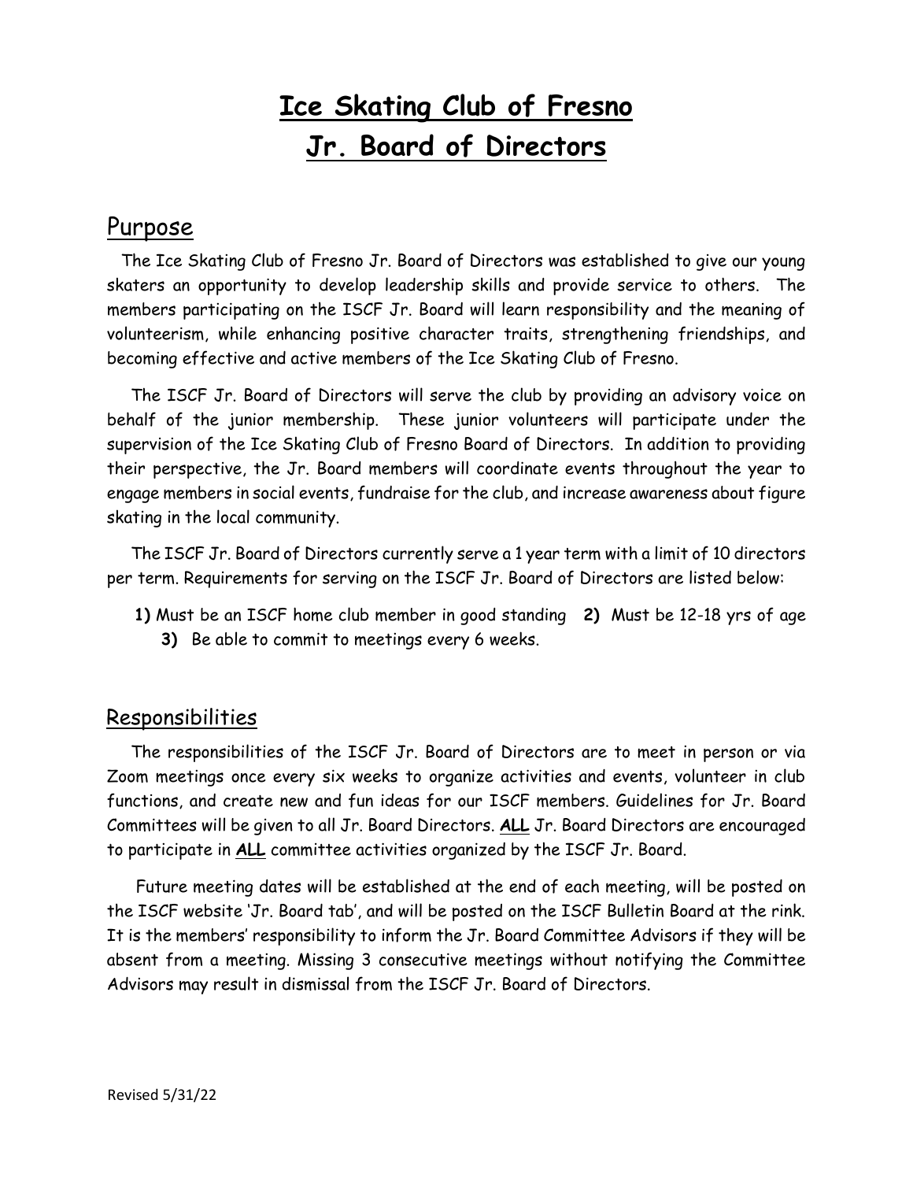# Ice Skating Club of Fresno
# Jr. Board of Directors

## Purpose

The Ice Skating Club of Fresno Jr. Board of Directors was established to give our young skaters an opportunity to develop leadership skills and provide service to others. The members participating on the ISCF Jr. Board will learn responsibility and the meaning of volunteerism, while enhancing positive character traits, strengthening friendships, and becoming effective and active members of the Ice Skating Club of Fresno.

The ISCF Jr. Board of Directors will serve the club by providing an advisory voice on behalf of the junior membership. These junior volunteers will participate under the supervision of the Ice Skating Club of Fresno Board of Directors. In addition to providing their perspective, the Jr. Board members will coordinate events throughout the year to engage members in social events, fundraise for the club, and increase awareness about figure skating in the local community.

The ISCF Jr. Board of Directors currently serve a 1 year term with a limit of 10 directors per term. Requirements for serving on the ISCF Jr. Board of Directors are listed below:

**1)** Must be an ISCF home club member in good standing **2)** Must be 12-18 yrs of age **3)** Be able to commit to meetings every 6 weeks.

## Responsibilities

The responsibilities of the ISCF Jr. Board of Directors are to meet in person or via Zoom meetings once every six weeks to organize activities and events, volunteer in club functions, and create new and fun ideas for our ISCF members. Guidelines for Jr. Board Committees will be given to all Jr. Board Directors. **ALL** Jr. Board Directors are encouraged to participate in **ALL** committee activities organized by the ISCF Jr. Board.

Future meeting dates will be established at the end of each meeting, will be posted on the ISCF website 'Jr. Board tab', and will be posted on the ISCF Bulletin Board at the rink. It is the members' responsibility to inform the Jr. Board Committee Advisors if they will be absent from a meeting. Missing 3 consecutive meetings without notifying the Committee Advisors may result in dismissal from the ISCF Jr. Board of Directors.

Revised 5/31/22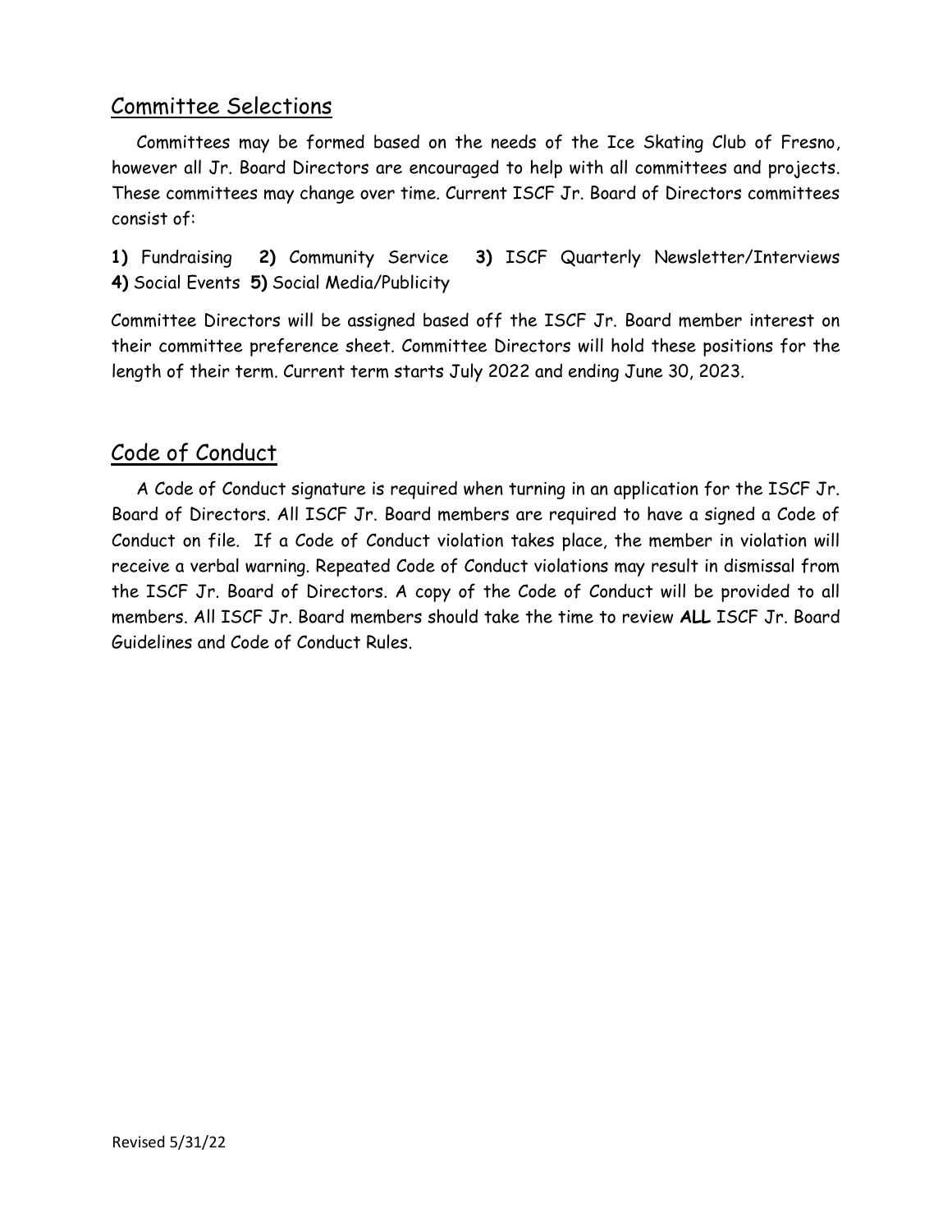## Committee Selections

Committees may be formed based on the needs of the Ice Skating Club of Fresno, however all Jr. Board Directors are encouraged to help with all committees and projects. These committees may change over time. Current ISCF Jr. Board of Directors committees consist of:

**1)** Fundraising **2)** Community Service **3)** ISCF Quarterly Newsletter/Interviews **4)** Social Events **5)** Social Media/Publicity

Committee Directors will be assigned based off the ISCF Jr. Board member interest on their committee preference sheet. Committee Directors will hold these positions for the length of their term. Current term starts July 2022 and ending June 30, 2023.

## Code of Conduct

A Code of Conduct signature is required when turning in an application for the ISCF Jr. Board of Directors. All ISCF Jr. Board members are required to have a signed a Code of Conduct on file. If a Code of Conduct violation takes place, the member in violation will receive a verbal warning. Repeated Code of Conduct violations may result in dismissal from the ISCF Jr. Board of Directors. A copy of the Code of Conduct will be provided to all members. All ISCF Jr. Board members should take the time to review **ALL** ISCF Jr. Board Guidelines and Code of Conduct Rules.

Revised 5/31/22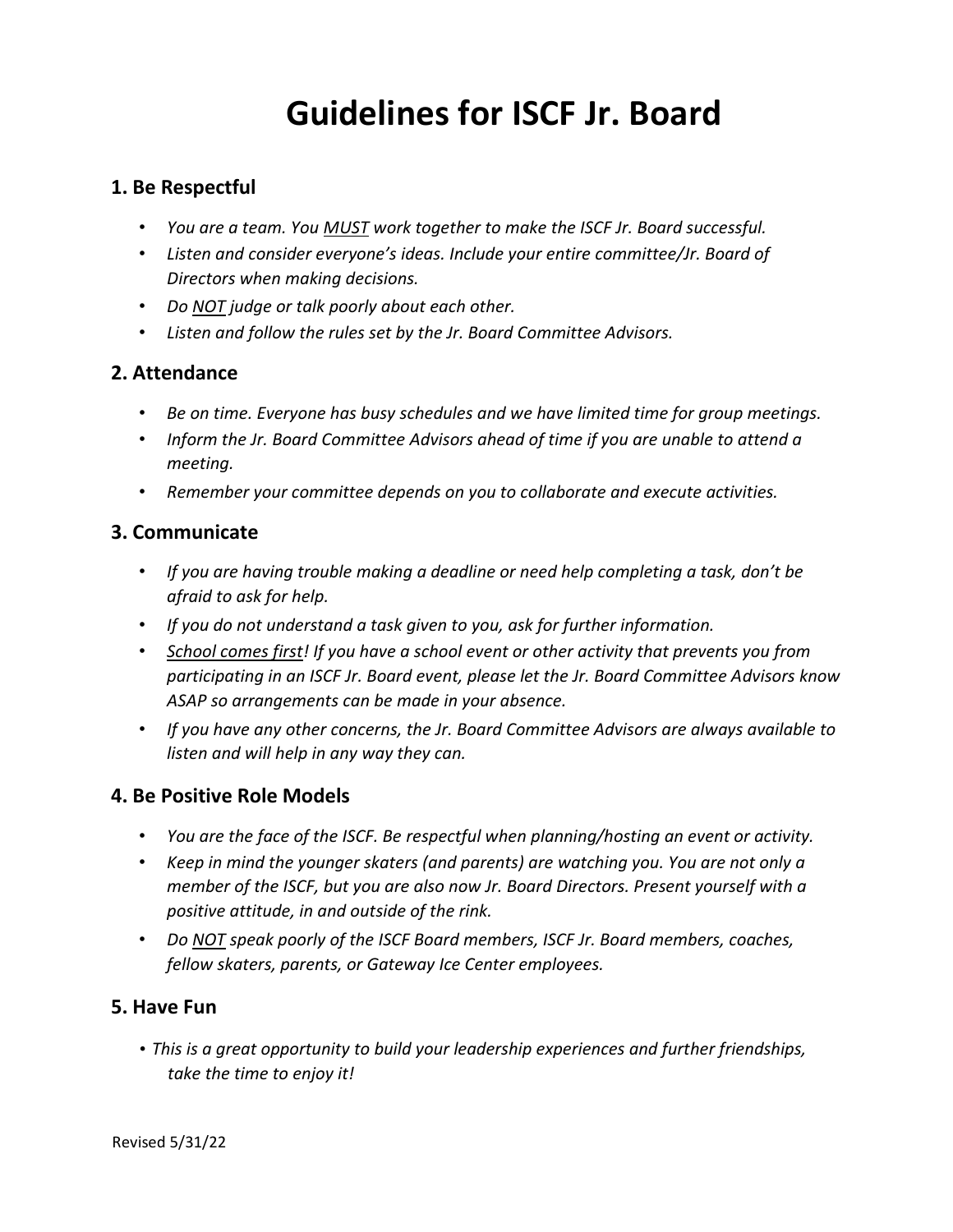# Guidelines for ISCF Jr. Board

## 1. Be Respectful

- *You are a team. You MUST work together to make the ISCF Jr. Board successful.*
- *Listen and consider everyone's ideas. Include your entire committee/Jr. Board of Directors when making decisions.*
- *Do NOT judge or talk poorly about each other.*
- *Listen and follow the rules set by the Jr. Board Committee Advisors.*

## 2. Attendance

- *Be on time. Everyone has busy schedules and we have limited time for group meetings.*
- *Inform the Jr. Board Committee Advisors ahead of time if you are unable to attend a meeting.*
- *Remember your committee depends on you to collaborate and execute activities.*

## 3. Communicate

- *If you are having trouble making a deadline or need help completing a task, don't be afraid to ask for help.*
- *If you do not understand a task given to you, ask for further information.*
- *School comes first! If you have a school event or other activity that prevents you from participating in an ISCF Jr. Board event, please let the Jr. Board Committee Advisors know ASAP so arrangements can be made in your absence.*
- *If you have any other concerns, the Jr. Board Committee Advisors are always available to listen and will help in any way they can.*

## 4. Be Positive Role Models

- *You are the face of the ISCF. Be respectful when planning/hosting an event or activity.*
- *Keep in mind the younger skaters (and parents) are watching you. You are not only a member of the ISCF, but you are also now Jr. Board Directors. Present yourself with a positive attitude, in and outside of the rink.*
- *Do NOT speak poorly of the ISCF Board members, ISCF Jr. Board members, coaches, fellow skaters, parents, or Gateway Ice Center employees.*

## 5. Have Fun

- *This is a great opportunity to build your leadership experiences and further friendships, take the time to enjoy it!*

Revised 5/31/22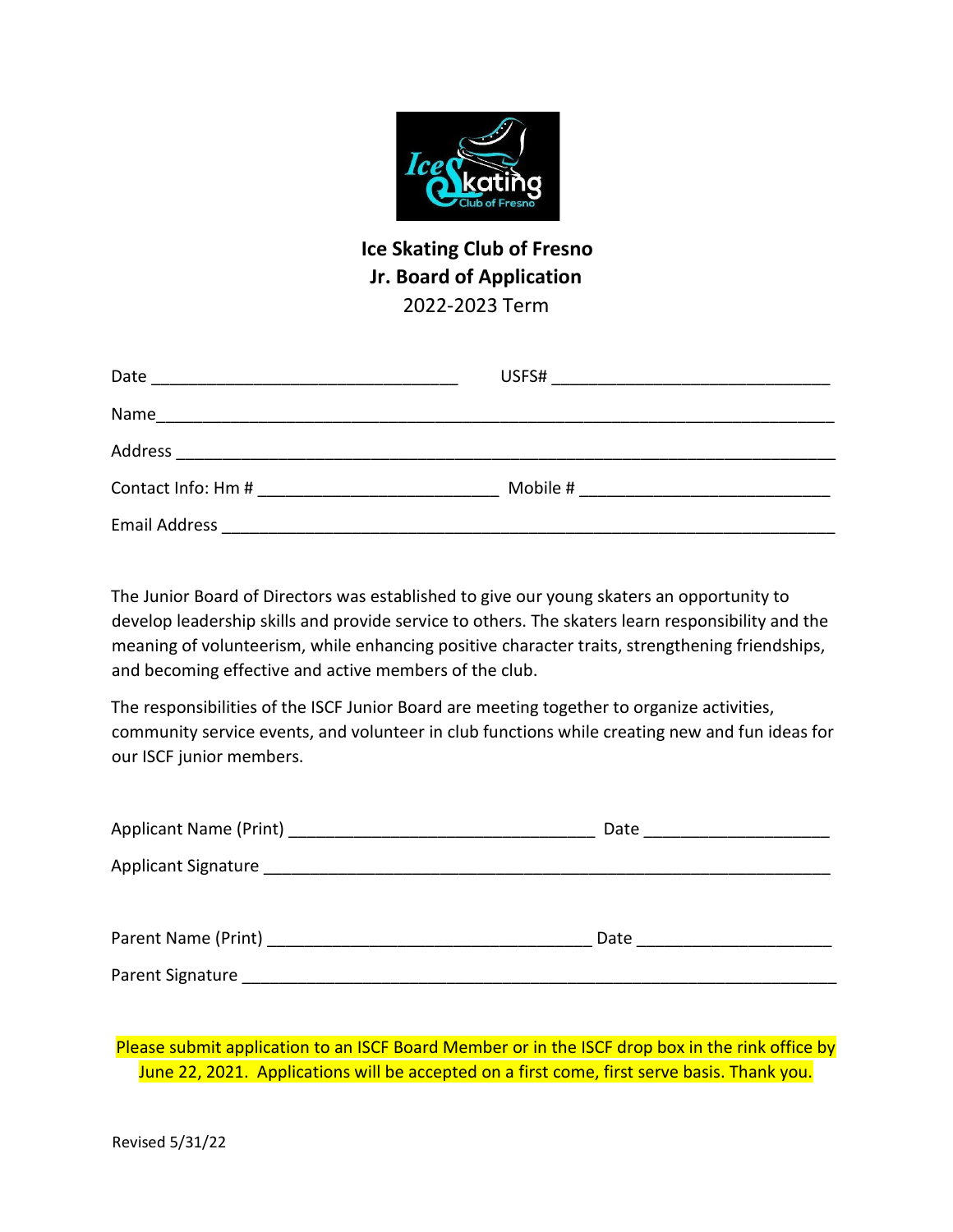**Ice Skating Club of Fresno**
**Jr. Board of Application**
2022-2023 Term

Date ________________________________ USFS# ______________________________

Name___________________________________________________________________

Address _________________________________________________________________

Contact Info: Hm # _________________________ Mobile # __________________________

Email Address ____________________________________________________________

The Junior Board of Directors was established to give our young skaters an opportunity to develop leadership skills and provide service to others. The skaters learn responsibility and the meaning of volunteerism, while enhancing positive character traits, strengthening friendships, and becoming effective and active members of the club.

The responsibilities of the ISCF Junior Board are meeting together to organize activities, community service events, and volunteer in club functions while creating new and fun ideas for our ISCF junior members.

Applicant Name (Print) ________________________________ Date ___________________

Applicant Signature ____________________________________________________________

Parent Name (Print) __________________________________ Date ____________________

Parent Signature _______________________________________________________________

Please submit application to an ISCF Board Member or in the ISCF drop box in the rink office by June 22, 2021. Applications will be accepted on a first come, first serve basis. Thank you.

Revised 5/31/22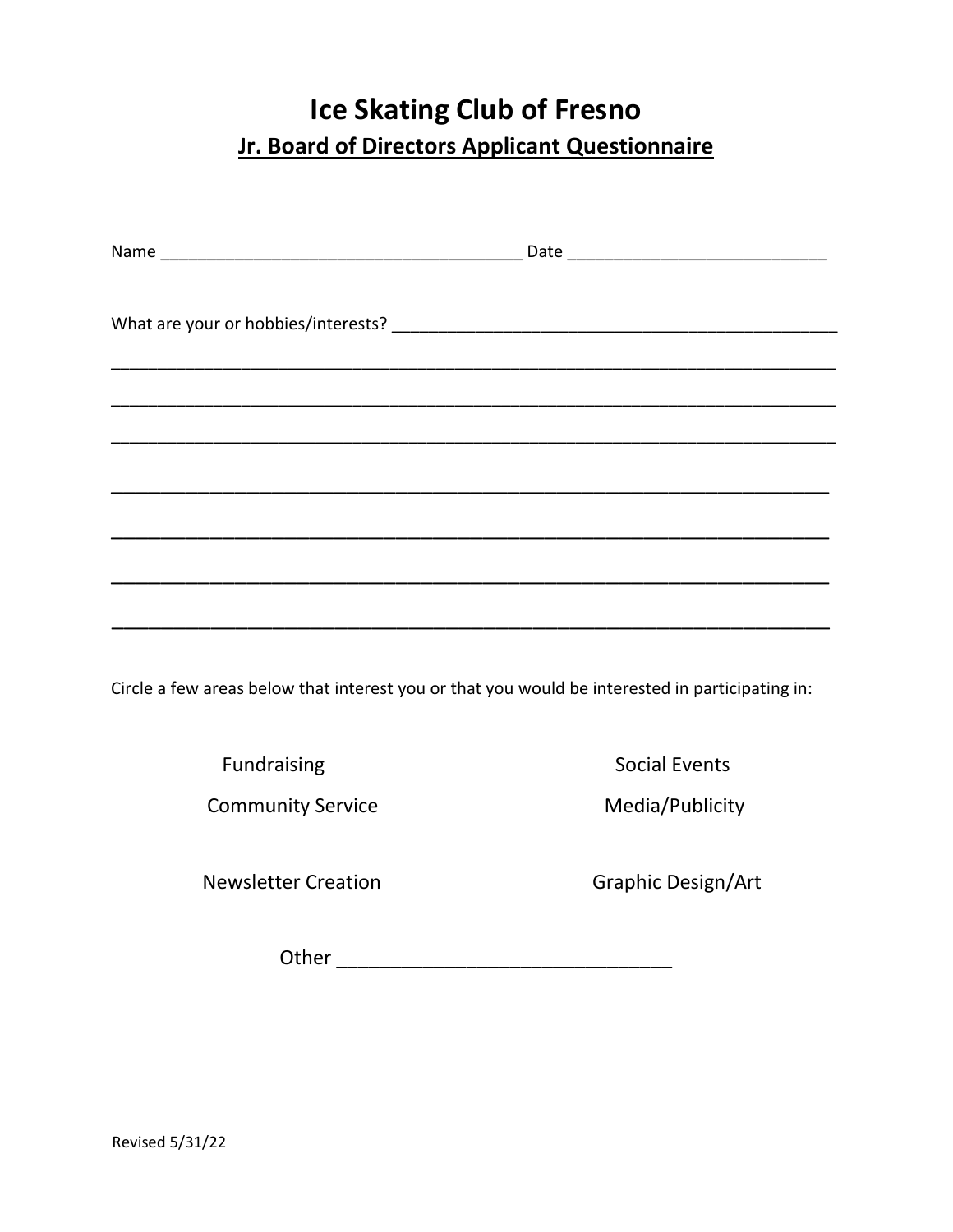# Ice Skating Club of Fresno

## Jr. Board of Directors Applicant Questionnaire

Name _______________________________________ Date ___________________________

What are your or hobbies/interests? ________________________________________________

_____________________________________________________________________________

_____________________________________________________________________________

_____________________________________________________________________________

_____________________________________________________________________________

_____________________________________________________________________________

_____________________________________________________________________________

_____________________________________________________________________________

Circle a few areas below that interest you or that you would be interested in participating in:

Fundraising

Social Events

Community Service

Media/Publicity

Newsletter Creation

Graphic Design/Art

Other ______________________________

Revised 5/31/22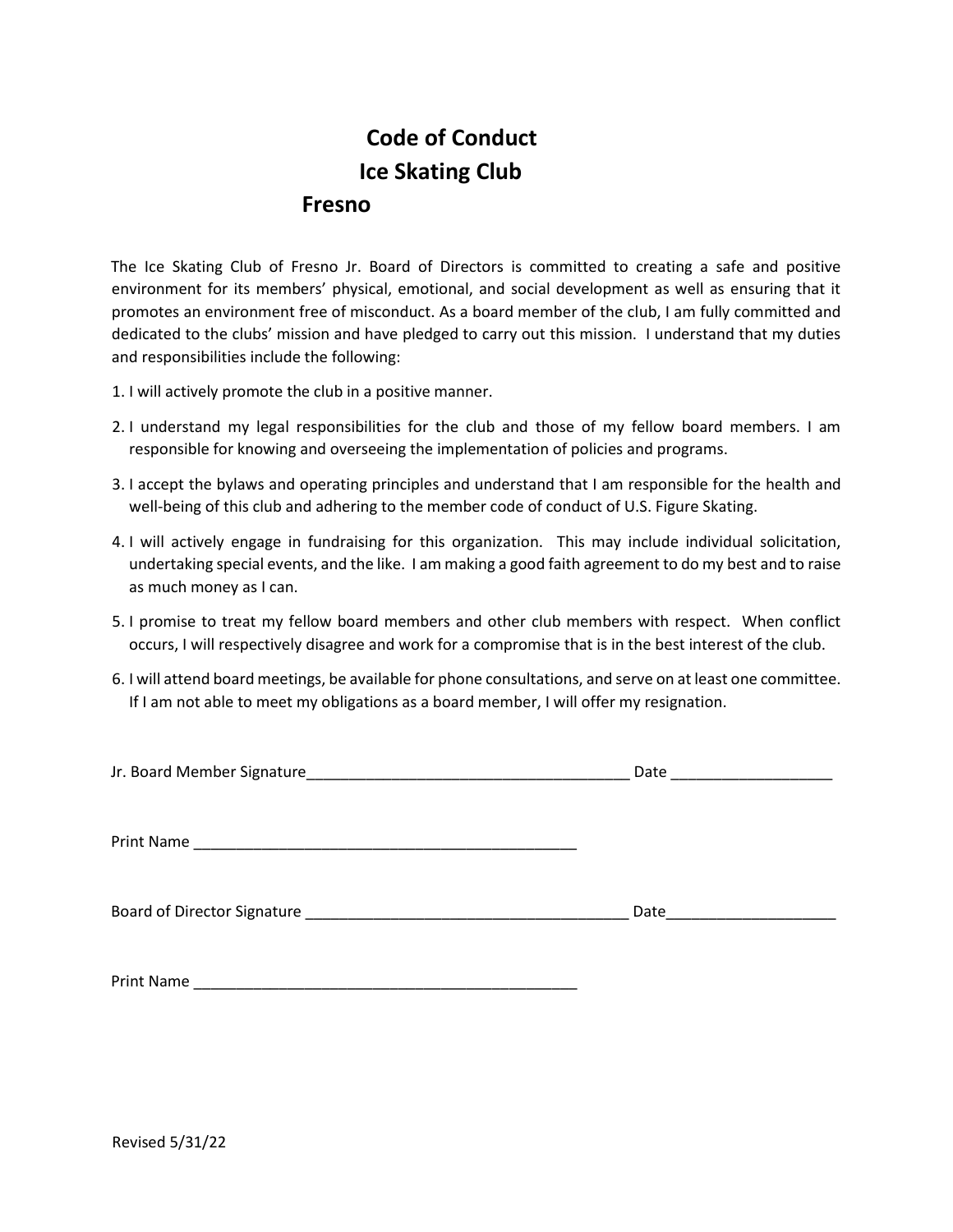# Code of Conduct

# Ice Skating Club

# Fresno

The Ice Skating Club of Fresno Jr. Board of Directors is committed to creating a safe and positive environment for its members' physical, emotional, and social development as well as ensuring that it promotes an environment free of misconduct. As a board member of the club, I am fully committed and dedicated to the clubs' mission and have pledged to carry out this mission. I understand that my duties and responsibilities include the following:

1. I will actively promote the club in a positive manner.
2. I understand my legal responsibilities for the club and those of my fellow board members. I am responsible for knowing and overseeing the implementation of policies and programs.
3. I accept the bylaws and operating principles and understand that I am responsible for the health and well-being of this club and adhering to the member code of conduct of U.S. Figure Skating.
4. I will actively engage in fundraising for this organization. This may include individual solicitation, undertaking special events, and the like. I am making a good faith agreement to do my best and to raise as much money as I can.
5. I promise to treat my fellow board members and other club members with respect. When conflict occurs, I will respectively disagree and work for a compromise that is in the best interest of the club.
6. I will attend board meetings, be available for phone consultations, and serve on at least one committee. If I am not able to meet my obligations as a board member, I will offer my resignation.

Jr. Board Member Signature_______________________________________ Date ___________________

Print Name _______________________________________________

Board of Director Signature _______________________________________ Date____________________

Print Name _______________________________________________

Revised 5/31/22